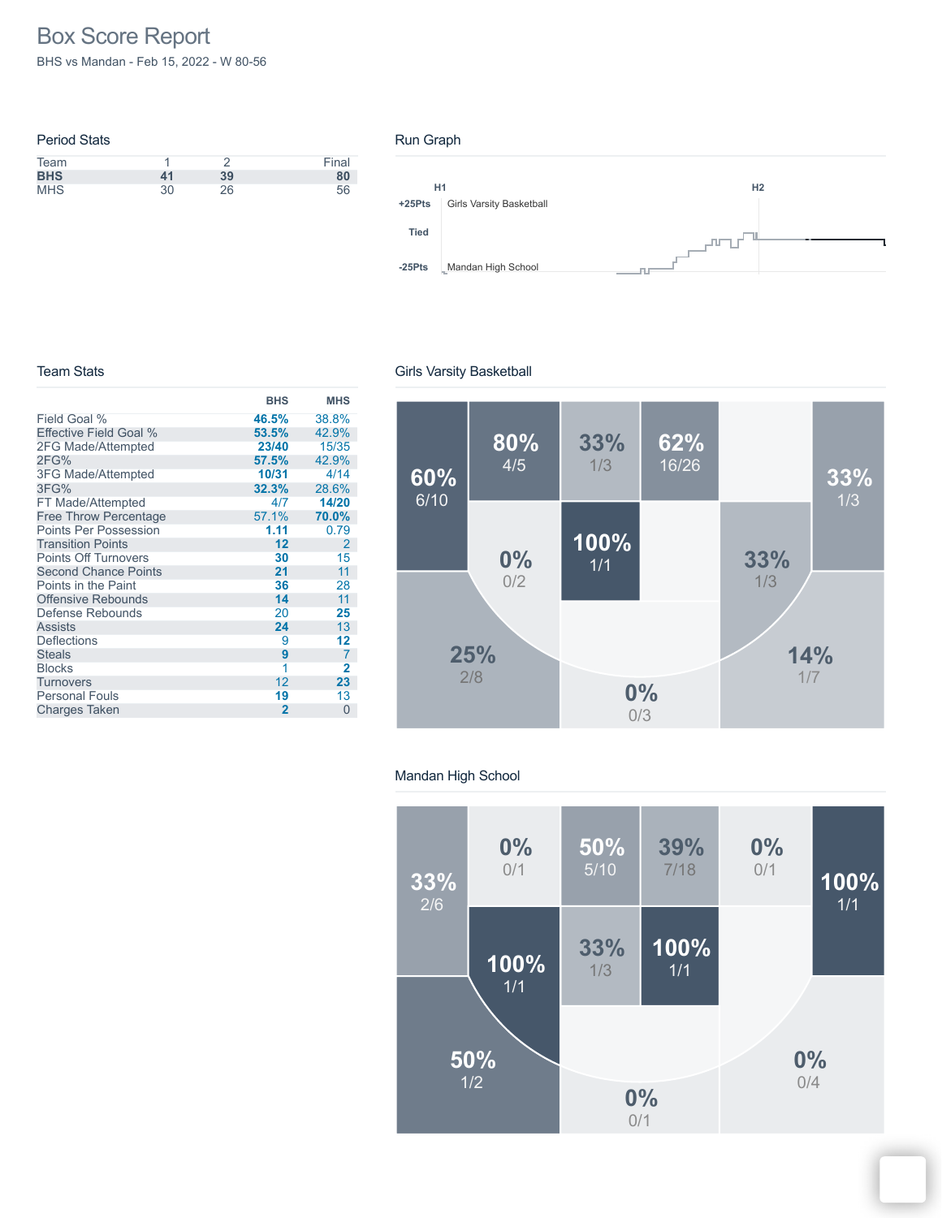# Box Score Report

BHS vs Mandan - Feb 15, 2022 - W 80-56

## Period Stats

| Team | 1 | 2 | Final |
|---|---|---|---|
| **BHS** | **41** | **39** | **80** |
| MHS | 30 | 26 | 56 |

## Run Graph

H1 H2

+25Pts Girls Varsity Basketball

Tied

-25Pts Mandan High School

## Team Stats

| | BHS | MHS |
|---|---|---|
| Field Goal % | **46.5%** | 38.8% |
| Effective Field Goal % | **53.5%** | 42.9% |
| 2FG Made/Attempted | **23/40** | 15/35 |
| 2FG% | **57.5%** | 42.9% |
| 3FG Made/Attempted | **10/31** | 4/14 |
| 3FG% | **32.3%** | 28.6% |
| FT Made/Attempted | 4/7 | **14/20** |
| Free Throw Percentage | 57.1% | **70.0%** |
| Points Per Possession | **1.11** | 0.79 |
| Transition Points | **12** | 2 |
| Points Off Turnovers | **30** | 15 |
| Second Chance Points | **21** | 11 |
| Points in the Paint | **36** | 28 |
| Offensive Rebounds | **14** | 11 |
| Defense Rebounds | 20 | **25** |
| Assists | **24** | 13 |
| Deflections | 9 | **12** |
| Steals | **9** | 7 |
| Blocks | 1 | **2** |
| Turnovers | 12 | **23** |
| Personal Fouls | **19** | 13 |
| Charges Taken | **2** | 0 |

## Girls Varsity Basketball

60% 6/10; 80% 4/5; 33% 1/3; 62% 16/26; 33% 1/3; 0% 0/2; 100% 1/1; 33% 1/3; 25% 2/8; 0% 0/3; 14% 1/7

## Mandan High School

33% 2/6; 0% 0/1; 50% 5/10; 39% 7/18; 0% 0/1; 100% 1/1; 100% 1/1; 33% 1/3; 100% 1/1; 50% 1/2; 0% 0/1; 0% 0/4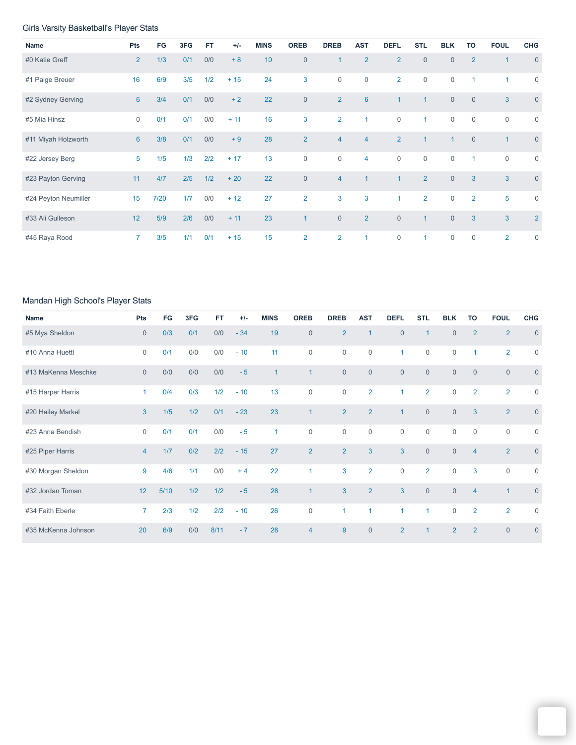Girls Varsity Basketball's Player Stats

| Name | Pts | FG | 3FG | FT | +/- | MINS | OREB | DREB | AST | DEFL | STL | BLK | TO | FOUL | CHG |
|---|---|---|---|---|---|---|---|---|---|---|---|---|---|---|---|
| #0 Katie Greff | 2 | 1/3 | 0/1 | 0/0 | + 8 | 10 | 0 | 1 | 2 | 2 | 0 | 0 | 2 | 1 | 0 |
| #1 Paige Breuer | 16 | 6/9 | 3/5 | 1/2 | + 15 | 24 | 3 | 0 | 0 | 2 | 0 | 0 | 1 | 1 | 0 |
| #2 Sydney Gerving | 6 | 3/4 | 0/1 | 0/0 | + 2 | 22 | 0 | 2 | 6 | 1 | 1 | 0 | 0 | 3 | 0 |
| #5 Mia Hinsz | 0 | 0/1 | 0/1 | 0/0 | + 11 | 16 | 3 | 2 | 1 | 0 | 1 | 0 | 0 | 0 | 0 |
| #11 Miyah Holzworth | 6 | 3/8 | 0/1 | 0/0 | + 9 | 28 | 2 | 4 | 4 | 2 | 1 | 1 | 0 | 1 | 0 |
| #22 Jersey Berg | 5 | 1/5 | 1/3 | 2/2 | + 17 | 13 | 0 | 0 | 4 | 0 | 0 | 0 | 1 | 0 | 0 |
| #23 Payton Gerving | 11 | 4/7 | 2/5 | 1/2 | + 20 | 22 | 0 | 4 | 1 | 1 | 2 | 0 | 3 | 3 | 0 |
| #24 Peyton Neumiller | 15 | 7/20 | 1/7 | 0/0 | + 12 | 27 | 2 | 3 | 3 | 1 | 2 | 0 | 2 | 5 | 0 |
| #33 Ali Gulleson | 12 | 5/9 | 2/6 | 0/0 | + 11 | 23 | 1 | 0 | 2 | 0 | 1 | 0 | 3 | 3 | 2 |
| #45 Raya Rood | 7 | 3/5 | 1/1 | 0/1 | + 15 | 15 | 2 | 2 | 1 | 0 | 1 | 0 | 0 | 2 | 0 |

Mandan High School's Player Stats

| Name | Pts | FG | 3FG | FT | +/- | MINS | OREB | DREB | AST | DEFL | STL | BLK | TO | FOUL | CHG |
|---|---|---|---|---|---|---|---|---|---|---|---|---|---|---|---|
| #5 Mya Sheldon | 0 | 0/3 | 0/1 | 0/0 | - 34 | 19 | 0 | 2 | 1 | 0 | 1 | 0 | 2 | 2 | 0 |
| #10 Anna Huettl | 0 | 0/1 | 0/0 | 0/0 | - 10 | 11 | 0 | 0 | 0 | 1 | 0 | 0 | 1 | 2 | 0 |
| #13 MaKenna Meschke | 0 | 0/0 | 0/0 | 0/0 | - 5 | 1 | 1 | 0 | 0 | 0 | 0 | 0 | 0 | 0 | 0 |
| #15 Harper Harris | 1 | 0/4 | 0/3 | 1/2 | - 10 | 13 | 0 | 0 | 2 | 1 | 2 | 0 | 2 | 2 | 0 |
| #20 Hailey Markel | 3 | 1/5 | 1/2 | 0/1 | - 23 | 23 | 1 | 2 | 2 | 1 | 0 | 0 | 3 | 2 | 0 |
| #23 Anna Bendish | 0 | 0/1 | 0/1 | 0/0 | - 5 | 1 | 0 | 0 | 0 | 0 | 0 | 0 | 0 | 0 | 0 |
| #25 Piper Harris | 4 | 1/7 | 0/2 | 2/2 | - 15 | 27 | 2 | 2 | 3 | 3 | 0 | 0 | 4 | 2 | 0 |
| #30 Morgan Sheldon | 9 | 4/6 | 1/1 | 0/0 | + 4 | 22 | 1 | 3 | 2 | 0 | 2 | 0 | 3 | 0 | 0 |
| #32 Jordan Toman | 12 | 5/10 | 1/2 | 1/2 | - 5 | 28 | 1 | 3 | 2 | 3 | 0 | 0 | 4 | 1 | 0 |
| #34 Faith Eberle | 7 | 2/3 | 1/2 | 2/2 | - 10 | 26 | 0 | 1 | 1 | 1 | 1 | 0 | 2 | 2 | 0 |
| #35 McKenna Johnson | 20 | 6/9 | 0/0 | 8/11 | - 7 | 28 | 4 | 9 | 0 | 2 | 1 | 2 | 2 | 0 | 0 |